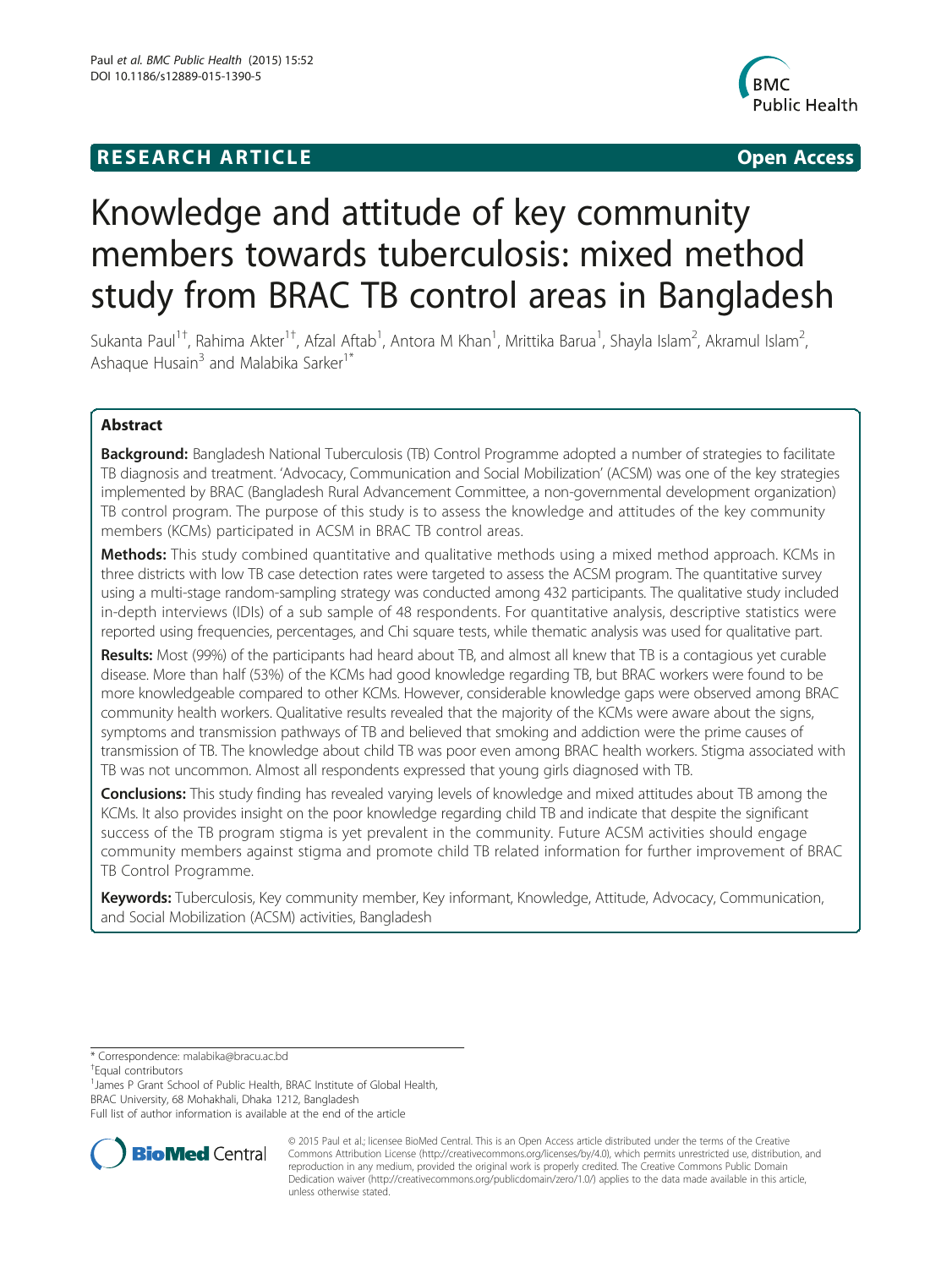**RESEARCH ARTICLE** **Open Access**

# Knowledge and attitude of key community members towards tuberculosis: mixed method study from BRAC TB control areas in Bangladesh

Sukanta Paul[1†], Rahima Akter[1†], Afzal Aftab[1], Antora M Khan[1], Mrittika Barua[1], Shayla Islam[2], Akramul Islam[2], Ashaque Husain[3] and Malabika Sarker[1*]

## Abstract

**Background:** Bangladesh National Tuberculosis (TB) Control Programme adopted a number of strategies to facilitate TB diagnosis and treatment. 'Advocacy, Communication and Social Mobilization' (ACSM) was one of the key strategies implemented by BRAC (Bangladesh Rural Advancement Committee, a non-governmental development organization) TB control program. The purpose of this study is to assess the knowledge and attitudes of the key community members (KCMs) participated in ACSM in BRAC TB control areas.

**Methods:** This study combined quantitative and qualitative methods using a mixed method approach. KCMs in three districts with low TB case detection rates were targeted to assess the ACSM program. The quantitative survey using a multi-stage random-sampling strategy was conducted among 432 participants. The qualitative study included in-depth interviews (IDIs) of a sub sample of 48 respondents. For quantitative analysis, descriptive statistics were reported using frequencies, percentages, and Chi square tests, while thematic analysis was used for qualitative part.

**Results:** Most (99%) of the participants had heard about TB, and almost all knew that TB is a contagious yet curable disease. More than half (53%) of the KCMs had good knowledge regarding TB, but BRAC workers were found to be more knowledgeable compared to other KCMs. However, considerable knowledge gaps were observed among BRAC community health workers. Qualitative results revealed that the majority of the KCMs were aware about the signs, symptoms and transmission pathways of TB and believed that smoking and addiction were the prime causes of transmission of TB. The knowledge about child TB was poor even among BRAC health workers. Stigma associated with TB was not uncommon. Almost all respondents expressed that young girls diagnosed with TB.

**Conclusions:** This study finding has revealed varying levels of knowledge and mixed attitudes about TB among the KCMs. It also provides insight on the poor knowledge regarding child TB and indicate that despite the significant success of the TB program stigma is yet prevalent in the community. Future ACSM activities should engage community members against stigma and promote child TB related information for further improvement of BRAC TB Control Programme.

**Keywords:** Tuberculosis, Key community member, Key informant, Knowledge, Attitude, Advocacy, Communication, and Social Mobilization (ACSM) activities, Bangladesh

\* Correspondence: malabika@bracu.ac.bd

† Equal contributors

[1] James P Grant School of Public Health, BRAC Institute of Global Health, BRAC University, 68 Mohakhali, Dhaka 1212, Bangladesh

Full list of author information is available at the end of the article

© 2015 Paul et al.; licensee BioMed Central. This is an Open Access article distributed under the terms of the Creative Commons Attribution License (http://creativecommons.org/licenses/by/4.0), which permits unrestricted use, distribution, and reproduction in any medium, provided the original work is properly credited. The Creative Commons Public Domain Dedication waiver (http://creativecommons.org/publicdomain/zero/1.0/) applies to the data made available in this article, unless otherwise stated.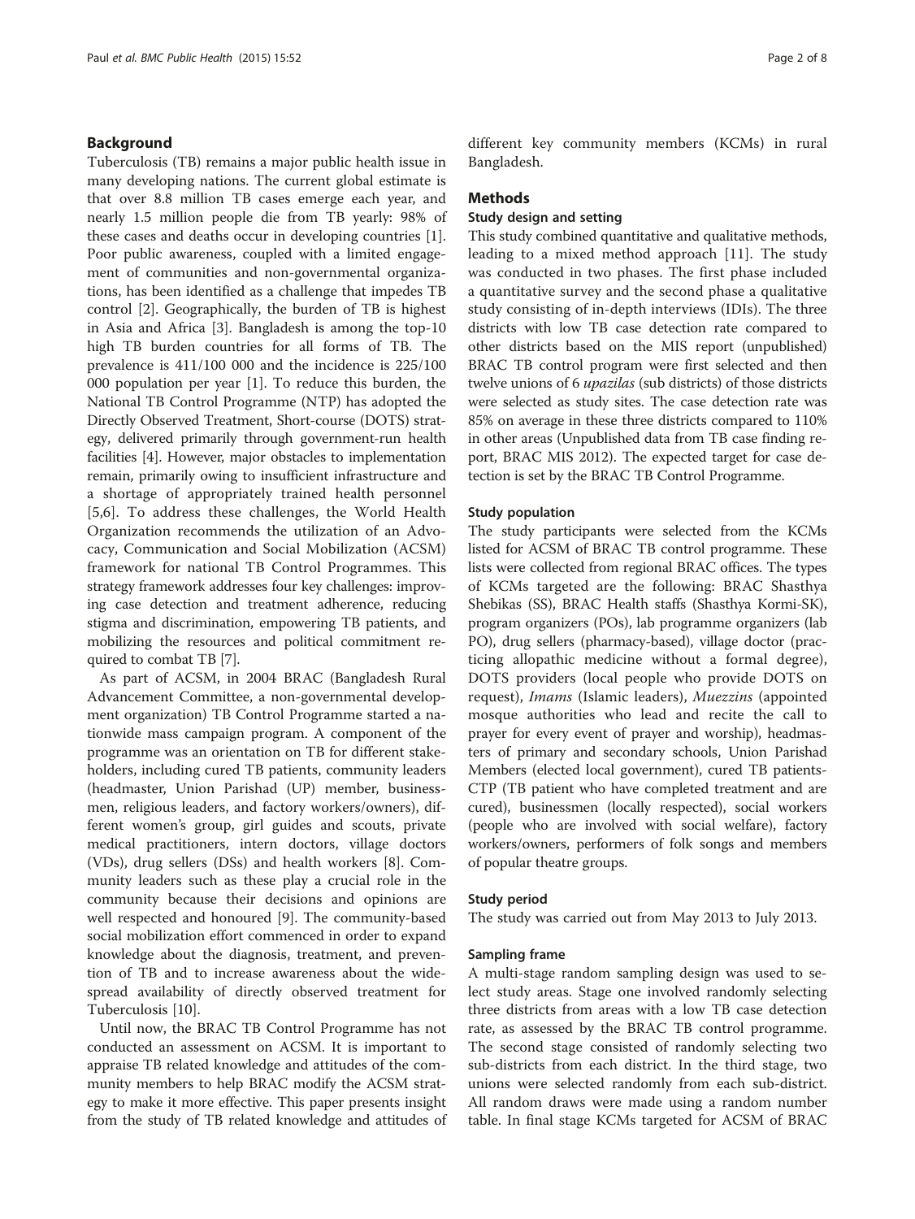## Background

Tuberculosis (TB) remains a major public health issue in many developing nations. The current global estimate is that over 8.8 million TB cases emerge each year, and nearly 1.5 million people die from TB yearly: 98% of these cases and deaths occur in developing countries [1]. Poor public awareness, coupled with a limited engagement of communities and non-governmental organizations, has been identified as a challenge that impedes TB control [2]. Geographically, the burden of TB is highest in Asia and Africa [3]. Bangladesh is among the top-10 high TB burden countries for all forms of TB. The prevalence is 411/100 000 and the incidence is 225/100 000 population per year [1]. To reduce this burden, the National TB Control Programme (NTP) has adopted the Directly Observed Treatment, Short-course (DOTS) strategy, delivered primarily through government-run health facilities [4]. However, major obstacles to implementation remain, primarily owing to insufficient infrastructure and a shortage of appropriately trained health personnel [5,6]. To address these challenges, the World Health Organization recommends the utilization of an Advocacy, Communication and Social Mobilization (ACSM) framework for national TB Control Programmes. This strategy framework addresses four key challenges: improving case detection and treatment adherence, reducing stigma and discrimination, empowering TB patients, and mobilizing the resources and political commitment required to combat TB [7].

As part of ACSM, in 2004 BRAC (Bangladesh Rural Advancement Committee, a non-governmental development organization) TB Control Programme started a nationwide mass campaign program. A component of the programme was an orientation on TB for different stakeholders, including cured TB patients, community leaders (headmaster, Union Parishad (UP) member, businessmen, religious leaders, and factory workers/owners), different women's group, girl guides and scouts, private medical practitioners, intern doctors, village doctors (VDs), drug sellers (DSs) and health workers [8]. Community leaders such as these play a crucial role in the community because their decisions and opinions are well respected and honoured [9]. The community-based social mobilization effort commenced in order to expand knowledge about the diagnosis, treatment, and prevention of TB and to increase awareness about the widespread availability of directly observed treatment for Tuberculosis [10].

Until now, the BRAC TB Control Programme has not conducted an assessment on ACSM. It is important to appraise TB related knowledge and attitudes of the community members to help BRAC modify the ACSM strategy to make it more effective. This paper presents insight from the study of TB related knowledge and attitudes of different key community members (KCMs) in rural Bangladesh.

## Methods

### Study design and setting

This study combined quantitative and qualitative methods, leading to a mixed method approach [11]. The study was conducted in two phases. The first phase included a quantitative survey and the second phase a qualitative study consisting of in-depth interviews (IDIs). The three districts with low TB case detection rate compared to other districts based on the MIS report (unpublished) BRAC TB control program were first selected and then twelve unions of 6 *upazilas* (sub districts) of those districts were selected as study sites. The case detection rate was 85% on average in these three districts compared to 110% in other areas (Unpublished data from TB case finding report, BRAC MIS 2012). The expected target for case detection is set by the BRAC TB Control Programme.

### Study population

The study participants were selected from the KCMs listed for ACSM of BRAC TB control programme. These lists were collected from regional BRAC offices. The types of KCMs targeted are the following: BRAC Shasthya Shebikas (SS), BRAC Health staffs (Shasthya Kormi-SK), program organizers (POs), lab programme organizers (lab PO), drug sellers (pharmacy-based), village doctor (practicing allopathic medicine without a formal degree), DOTS providers (local people who provide DOTS on request), *Imams* (Islamic leaders), *Muezzins* (appointed mosque authorities who lead and recite the call to prayer for every event of prayer and worship), headmasters of primary and secondary schools, Union Parishad Members (elected local government), cured TB patients-CTP (TB patient who have completed treatment and are cured), businessmen (locally respected), social workers (people who are involved with social welfare), factory workers/owners, performers of folk songs and members of popular theatre groups.

### Study period

The study was carried out from May 2013 to July 2013.

### Sampling frame

A multi-stage random sampling design was used to select study areas. Stage one involved randomly selecting three districts from areas with a low TB case detection rate, as assessed by the BRAC TB control programme. The second stage consisted of randomly selecting two sub-districts from each district. In the third stage, two unions were selected randomly from each sub-district. All random draws were made using a random number table. In final stage KCMs targeted for ACSM of BRAC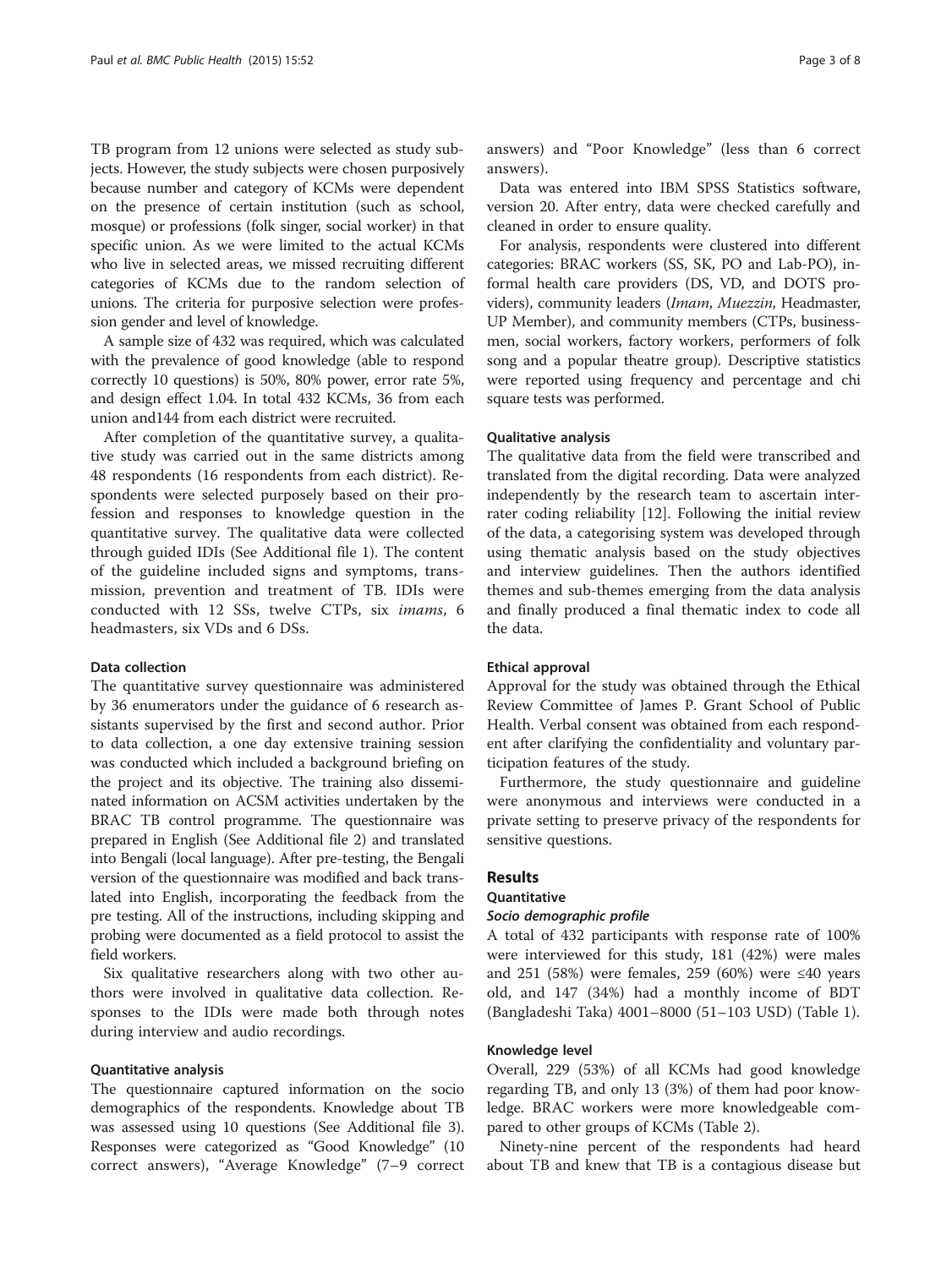TB program from 12 unions were selected as study subjects. However, the study subjects were chosen purposively because number and category of KCMs were dependent on the presence of certain institution (such as school, mosque) or professions (folk singer, social worker) in that specific union. As we were limited to the actual KCMs who live in selected areas, we missed recruiting different categories of KCMs due to the random selection of unions. The criteria for purposive selection were profession gender and level of knowledge.

A sample size of 432 was required, which was calculated with the prevalence of good knowledge (able to respond correctly 10 questions) is 50%, 80% power, error rate 5%, and design effect 1.04. In total 432 KCMs, 36 from each union and144 from each district were recruited.

After completion of the quantitative survey, a qualitative study was carried out in the same districts among 48 respondents (16 respondents from each district). Respondents were selected purposely based on their profession and responses to knowledge question in the quantitative survey. The qualitative data were collected through guided IDIs (See Additional file 1). The content of the guideline included signs and symptoms, transmission, prevention and treatment of TB. IDIs were conducted with 12 SSs, twelve CTPs, six *imams*, 6 headmasters, six VDs and 6 DSs.

### Data collection

The quantitative survey questionnaire was administered by 36 enumerators under the guidance of 6 research assistants supervised by the first and second author. Prior to data collection, a one day extensive training session was conducted which included a background briefing on the project and its objective. The training also disseminated information on ACSM activities undertaken by the BRAC TB control programme. The questionnaire was prepared in English (See Additional file 2) and translated into Bengali (local language). After pre-testing, the Bengali version of the questionnaire was modified and back translated into English, incorporating the feedback from the pre testing. All of the instructions, including skipping and probing were documented as a field protocol to assist the field workers.

Six qualitative researchers along with two other authors were involved in qualitative data collection. Responses to the IDIs were made both through notes during interview and audio recordings.

### Quantitative analysis

The questionnaire captured information on the socio demographics of the respondents. Knowledge about TB was assessed using 10 questions (See Additional file 3). Responses were categorized as "Good Knowledge" (10 correct answers), "Average Knowledge" (7–9 correct answers) and "Poor Knowledge" (less than 6 correct answers).

Data was entered into IBM SPSS Statistics software, version 20. After entry, data were checked carefully and cleaned in order to ensure quality.

For analysis, respondents were clustered into different categories: BRAC workers (SS, SK, PO and Lab-PO), informal health care providers (DS, VD, and DOTS providers), community leaders (*Imam*, *Muezzin*, Headmaster, UP Member), and community members (CTPs, businessmen, social workers, factory workers, performers of folk song and a popular theatre group). Descriptive statistics were reported using frequency and percentage and chi square tests was performed.

### Qualitative analysis

The qualitative data from the field were transcribed and translated from the digital recording. Data were analyzed independently by the research team to ascertain inter-rater coding reliability [12]. Following the initial review of the data, a categorising system was developed through using thematic analysis based on the study objectives and interview guidelines. Then the authors identified themes and sub-themes emerging from the data analysis and finally produced a final thematic index to code all the data.

### Ethical approval

Approval for the study was obtained through the Ethical Review Committee of James P. Grant School of Public Health. Verbal consent was obtained from each respondent after clarifying the confidentiality and voluntary participation features of the study.

Furthermore, the study questionnaire and guideline were anonymous and interviews were conducted in a private setting to preserve privacy of the respondents for sensitive questions.

## Results

### Quantitative

#### *Socio demographic profile*

A total of 432 participants with response rate of 100% were interviewed for this study, 181 (42%) were males and 251 (58%) were females, 259 (60%) were ≤40 years old, and 147 (34%) had a monthly income of BDT (Bangladeshi Taka) 4001–8000 (51–103 USD) (Table 1).

### Knowledge level

Overall, 229 (53%) of all KCMs had good knowledge regarding TB, and only 13 (3%) of them had poor knowledge. BRAC workers were more knowledgeable compared to other groups of KCMs (Table 2).

Ninety-nine percent of the respondents had heard about TB and knew that TB is a contagious disease but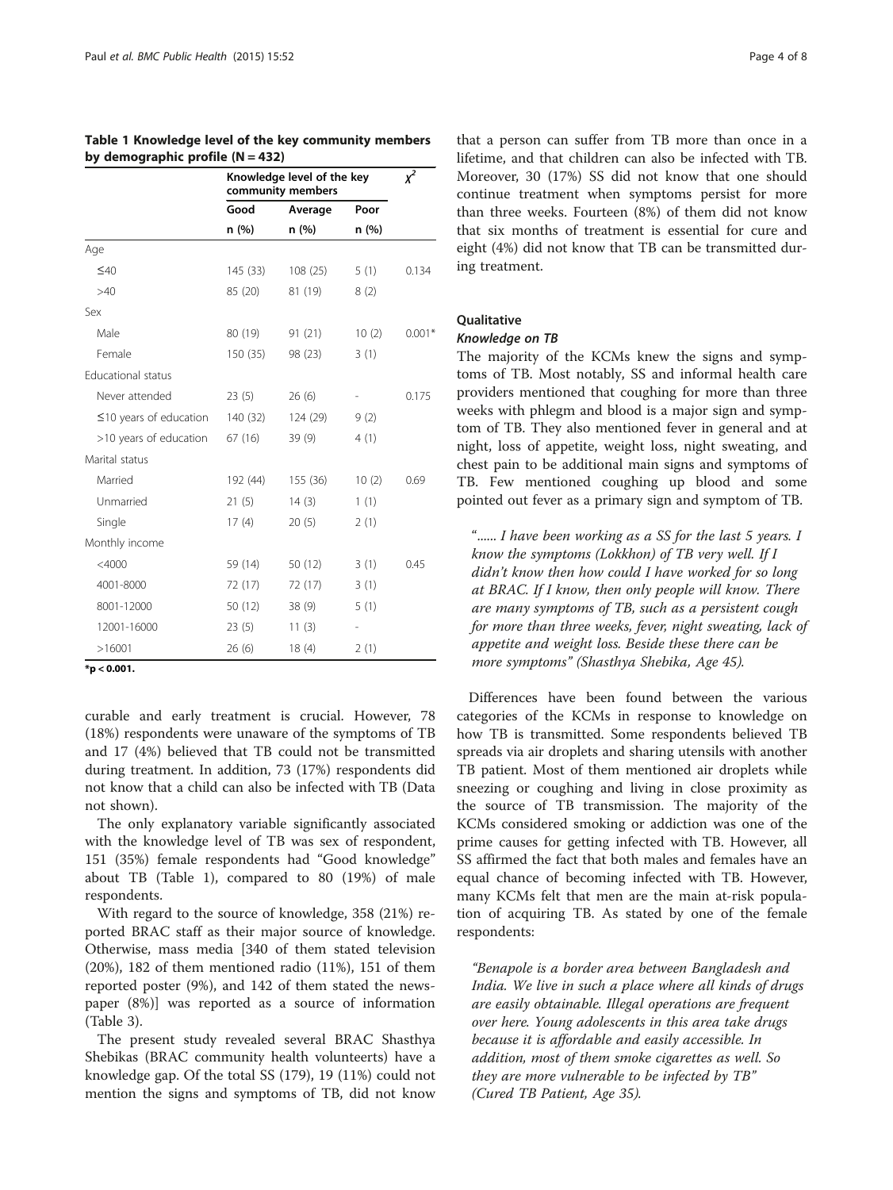**Table 1 Knowledge level of the key community members by demographic profile (N = 432)**

| | Knowledge level of the key community members | | | $\chi^2$ |
|---|---|---|---|---|
| | Good | Average | Poor | |
| | n (%) | n (%) | n (%) | |
| Age | | | | |
| ≤40 | 145 (33) | 108 (25) | 5 (1) | 0.134 |
| >40 | 85 (20) | 81 (19) | 8 (2) | |
| Sex | | | | |
| Male | 80 (19) | 91 (21) | 10 (2) | 0.001* |
| Female | 150 (35) | 98 (23) | 3 (1) | |
| Educational status | | | | |
| Never attended | 23 (5) | 26 (6) | - | 0.175 |
| ≤10 years of education | 140 (32) | 124 (29) | 9 (2) | |
| >10 years of education | 67 (16) | 39 (9) | 4 (1) | |
| Marital status | | | | |
| Married | 192 (44) | 155 (36) | 10 (2) | 0.69 |
| Unmarried | 21 (5) | 14 (3) | 1 (1) | |
| Single | 17 (4) | 20 (5) | 2 (1) | |
| Monthly income | | | | |
| <4000 | 59 (14) | 50 (12) | 3 (1) | 0.45 |
| 4001-8000 | 72 (17) | 72 (17) | 3 (1) | |
| 8001-12000 | 50 (12) | 38 (9) | 5 (1) | |
| 12001-16000 | 23 (5) | 11 (3) | - | |
| >16001 | 26 (6) | 18 (4) | 2 (1) | |

*p < 0.001.

curable and early treatment is crucial. However, 78 (18%) respondents were unaware of the symptoms of TB and 17 (4%) believed that TB could not be transmitted during treatment. In addition, 73 (17%) respondents did not know that a child can also be infected with TB (Data not shown).

The only explanatory variable significantly associated with the knowledge level of TB was sex of respondent, 151 (35%) female respondents had "Good knowledge" about TB (Table 1), compared to 80 (19%) of male respondents.

With regard to the source of knowledge, 358 (21%) reported BRAC staff as their major source of knowledge. Otherwise, mass media [340 of them stated television (20%), 182 of them mentioned radio (11%), 151 of them reported poster (9%), and 142 of them stated the newspaper (8%)] was reported as a source of information (Table 3).

The present study revealed several BRAC Shasthya Shebikas (BRAC community health volunteerts) have a knowledge gap. Of the total SS (179), 19 (11%) could not mention the signs and symptoms of TB, did not know that a person can suffer from TB more than once in a lifetime, and that children can also be infected with TB. Moreover, 30 (17%) SS did not know that one should continue treatment when symptoms persist for more than three weeks. Fourteen (8%) of them did not know that six months of treatment is essential for cure and eight (4%) did not know that TB can be transmitted during treatment.

### Qualitative

#### *Knowledge on TB*

The majority of the KCMs knew the signs and symptoms of TB. Most notably, SS and informal health care providers mentioned that coughing for more than three weeks with phlegm and blood is a major sign and symptom of TB. They also mentioned fever in general and at night, loss of appetite, weight loss, night sweating, and chest pain to be additional main signs and symptoms of TB. Few mentioned coughing up blood and some pointed out fever as a primary sign and symptom of TB.

> *"...... I have been working as a SS for the last 5 years. I know the symptoms (Lokkhon) of TB very well. If I didn't know then how could I have worked for so long at BRAC. If I know, then only people will know. There are many symptoms of TB, such as a persistent cough for more than three weeks, fever, night sweating, lack of appetite and weight loss. Beside these there can be more symptoms" (Shasthya Shebika, Age 45).*

Differences have been found between the various categories of the KCMs in response to knowledge on how TB is transmitted. Some respondents believed TB spreads via air droplets and sharing utensils with another TB patient. Most of them mentioned air droplets while sneezing or coughing and living in close proximity as the source of TB transmission. The majority of the KCMs considered smoking or addiction was one of the prime causes for getting infected with TB. However, all SS affirmed the fact that both males and females have an equal chance of becoming infected with TB. However, many KCMs felt that men are the main at-risk population of acquiring TB. As stated by one of the female respondents:

> *"Benapole is a border area between Bangladesh and India. We live in such a place where all kinds of drugs are easily obtainable. Illegal operations are frequent over here. Young adolescents in this area take drugs because it is affordable and easily accessible. In addition, most of them smoke cigarettes as well. So they are more vulnerable to be infected by TB" (Cured TB Patient, Age 35).*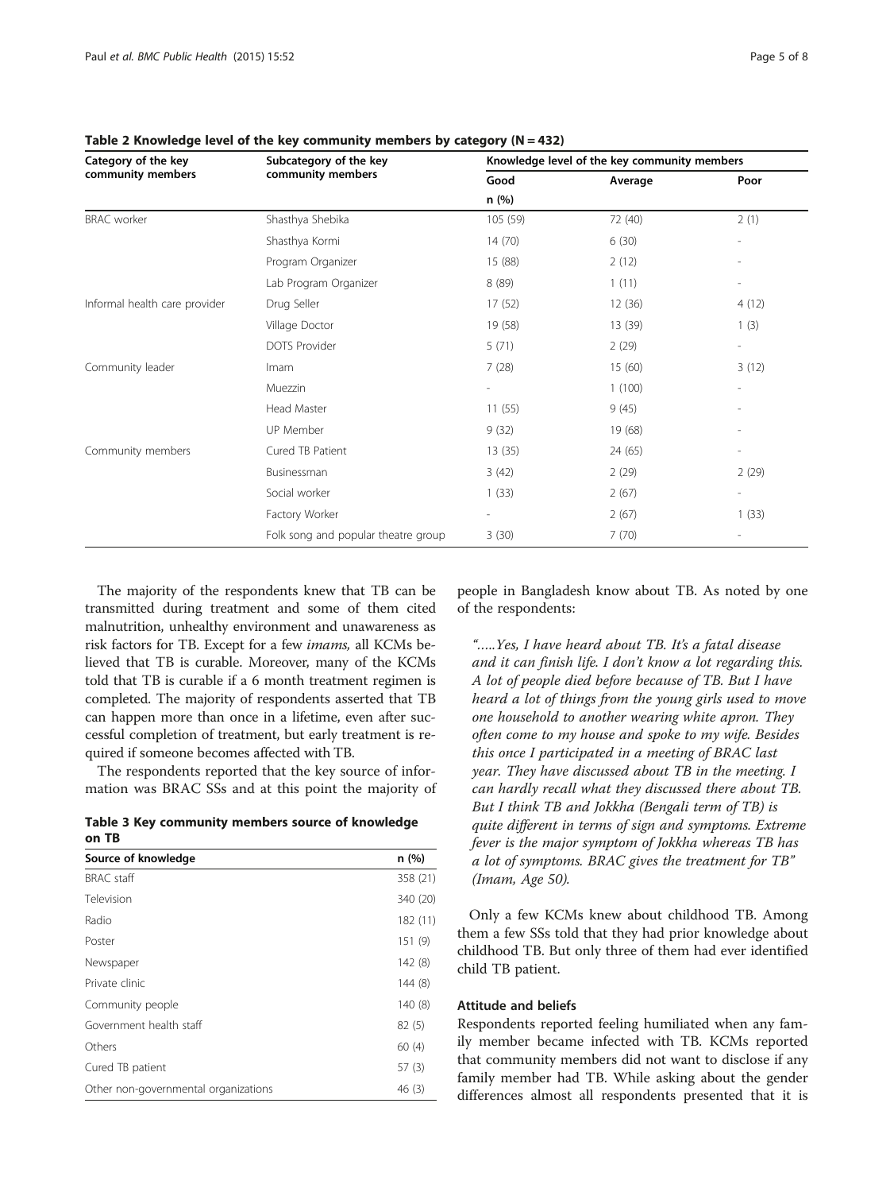**Table 2 Knowledge level of the key community members by category (N = 432)**

| Category of the key community members | Subcategory of the key community members | Knowledge level of the key community members | | |
|---|---|---|---|---|
| | | Good | Average | Poor |
| | | n (%) | | |
| BRAC worker | Shasthya Shebika | 105 (59) | 72 (40) | 2 (1) |
| | Shasthya Kormi | 14 (70) | 6 (30) | - |
| | Program Organizer | 15 (88) | 2 (12) | - |
| | Lab Program Organizer | 8 (89) | 1 (11) | - |
| Informal health care provider | Drug Seller | 17 (52) | 12 (36) | 4 (12) |
| | Village Doctor | 19 (58) | 13 (39) | 1 (3) |
| | DOTS Provider | 5 (71) | 2 (29) | - |
| Community leader | Imam | 7 (28) | 15 (60) | 3 (12) |
| | Muezzin | - | 1 (100) | - |
| | Head Master | 11 (55) | 9 (45) | - |
| | UP Member | 9 (32) | 19 (68) | - |
| Community members | Cured TB Patient | 13 (35) | 24 (65) | - |
| | Businessman | 3 (42) | 2 (29) | 2 (29) |
| | Social worker | 1 (33) | 2 (67) | - |
| | Factory Worker | - | 2 (67) | 1 (33) |
| | Folk song and popular theatre group | 3 (30) | 7 (70) | - |

The majority of the respondents knew that TB can be transmitted during treatment and some of them cited malnutrition, unhealthy environment and unawareness as risk factors for TB. Except for a few *imams*, all KCMs believed that TB is curable. Moreover, many of the KCMs told that TB is curable if a 6 month treatment regimen is completed. The majority of respondents asserted that TB can happen more than once in a lifetime, even after successful completion of treatment, but early treatment is required if someone becomes affected with TB.

The respondents reported that the key source of information was BRAC SSs and at this point the majority of people in Bangladesh know about TB. As noted by one of the respondents:

> *"…..Yes, I have heard about TB. It's a fatal disease and it can finish life. I don't know a lot regarding this. A lot of people died before because of TB. But I have heard a lot of things from the young girls used to move one household to another wearing white apron. They often come to my house and spoke to my wife. Besides this once I participated in a meeting of BRAC last year. They have discussed about TB in the meeting. I can hardly recall what they discussed there about TB. But I think TB and Jokkha (Bengali term of TB) is quite different in terms of sign and symptoms. Extreme fever is the major symptom of Jokkha whereas TB has a lot of symptoms. BRAC gives the treatment for TB" (Imam, Age 50).*

**Table 3 Key community members source of knowledge on TB**

| Source of knowledge | n (%) |
|---|---|
| BRAC staff | 358 (21) |
| Television | 340 (20) |
| Radio | 182 (11) |
| Poster | 151 (9) |
| Newspaper | 142 (8) |
| Private clinic | 144 (8) |
| Community people | 140 (8) |
| Government health staff | 82 (5) |
| Others | 60 (4) |
| Cured TB patient | 57 (3) |
| Other non-governmental organizations | 46 (3) |

Only a few KCMs knew about childhood TB. Among them a few SSs told that they had prior knowledge about childhood TB. But only three of them had ever identified child TB patient.

### Attitude and beliefs

Respondents reported feeling humiliated when any family member became infected with TB. KCMs reported that community members did not want to disclose if any family member had TB. While asking about the gender differences almost all respondents presented that it is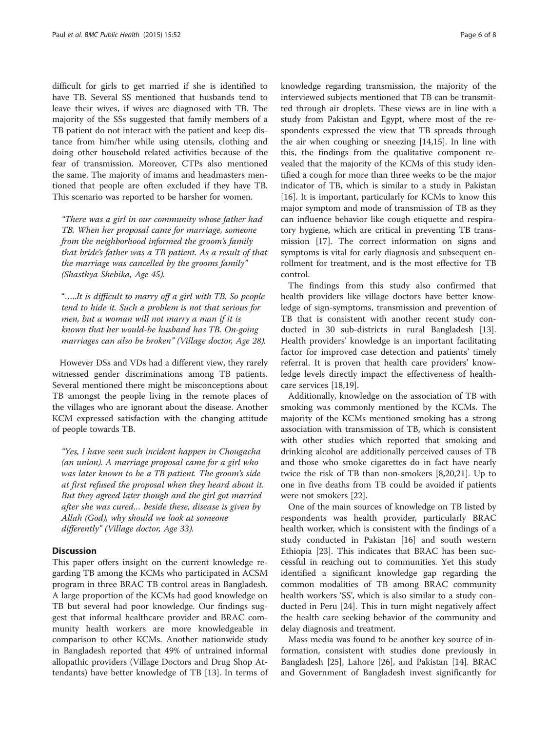difficult for girls to get married if she is identified to have TB. Several SS mentioned that husbands tend to leave their wives, if wives are diagnosed with TB. The majority of the SSs suggested that family members of a TB patient do not interact with the patient and keep distance from him/her while using utensils, clothing and doing other household related activities because of the fear of transmission. Moreover, CTPs also mentioned the same. The majority of imams and headmasters mentioned that people are often excluded if they have TB. This scenario was reported to be harsher for women.

> *"There was a girl in our community whose father had TB. When her proposal came for marriage, someone from the neighborhood informed the groom's family that bride's father was a TB patient. As a result of that the marriage was cancelled by the grooms family" (Shasthya Shebika, Age 45).*

> *"…..It is difficult to marry off a girl with TB. So people tend to hide it. Such a problem is not that serious for men, but a woman will not marry a man if it is known that her would-be husband has TB. On-going marriages can also be broken" (Village doctor, Age 28).*

However DSs and VDs had a different view, they rarely witnessed gender discriminations among TB patients. Several mentioned there might be misconceptions about TB amongst the people living in the remote places of the villages who are ignorant about the disease. Another KCM expressed satisfaction with the changing attitude of people towards TB.

> *"Yes, I have seen such incident happen in Chougacha (an union). A marriage proposal came for a girl who was later known to be a TB patient. The groom's side at first refused the proposal when they heard about it. But they agreed later though and the girl got married after she was cured… beside these, disease is given by Allah (God), why should we look at someone differently" (Village doctor, Age 33).*

## Discussion

This paper offers insight on the current knowledge regarding TB among the KCMs who participated in ACSM program in three BRAC TB control areas in Bangladesh. A large proportion of the KCMs had good knowledge on TB but several had poor knowledge. Our findings suggest that informal healthcare provider and BRAC community health workers are more knowledgeable in comparison to other KCMs. Another nationwide study in Bangladesh reported that 49% of untrained informal allopathic providers (Village Doctors and Drug Shop Attendants) have better knowledge of TB [13]. In terms of knowledge regarding transmission, the majority of the interviewed subjects mentioned that TB can be transmitted through air droplets. These views are in line with a study from Pakistan and Egypt, where most of the respondents expressed the view that TB spreads through the air when coughing or sneezing [14,15]. In line with this, the findings from the qualitative component revealed that the majority of the KCMs of this study identified a cough for more than three weeks to be the major indicator of TB, which is similar to a study in Pakistan [16]. It is important, particularly for KCMs to know this major symptom and mode of transmission of TB as they can influence behavior like cough etiquette and respiratory hygiene, which are critical in preventing TB transmission [17]. The correct information on signs and symptoms is vital for early diagnosis and subsequent enrollment for treatment, and is the most effective for TB control.

The findings from this study also confirmed that health providers like village doctors have better knowledge of sign-symptoms, transmission and prevention of TB that is consistent with another recent study conducted in 30 sub-districts in rural Bangladesh [13]. Health providers' knowledge is an important facilitating factor for improved case detection and patients' timely referral. It is proven that health care providers' knowledge levels directly impact the effectiveness of healthcare services [18,19].

Additionally, knowledge on the association of TB with smoking was commonly mentioned by the KCMs. The majority of the KCMs mentioned smoking has a strong association with transmission of TB, which is consistent with other studies which reported that smoking and drinking alcohol are additionally perceived causes of TB and those who smoke cigarettes do in fact have nearly twice the risk of TB than non-smokers [8,20,21]. Up to one in five deaths from TB could be avoided if patients were not smokers [22].

One of the main sources of knowledge on TB listed by respondents was health provider, particularly BRAC health worker, which is consistent with the findings of a study conducted in Pakistan [16] and south western Ethiopia [23]. This indicates that BRAC has been successful in reaching out to communities. Yet this study identified a significant knowledge gap regarding the common modalities of TB among BRAC community health workers 'SS', which is also similar to a study conducted in Peru [24]. This in turn might negatively affect the health care seeking behavior of the community and delay diagnosis and treatment.

Mass media was found to be another key source of information, consistent with studies done previously in Bangladesh [25], Lahore [26], and Pakistan [14]. BRAC and Government of Bangladesh invest significantly for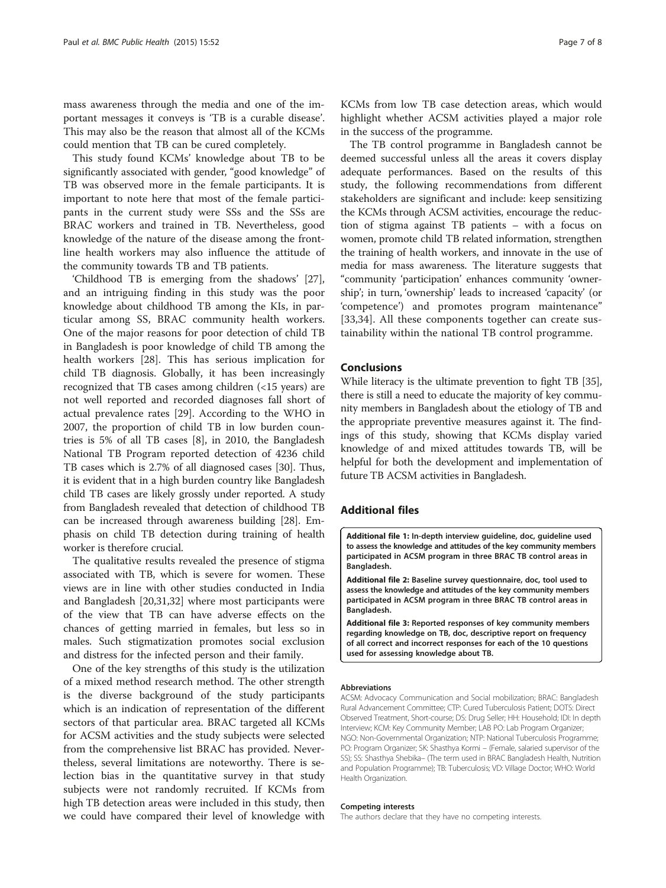mass awareness through the media and one of the important messages it conveys is 'TB is a curable disease'. This may also be the reason that almost all of the KCMs could mention that TB can be cured completely.

This study found KCMs' knowledge about TB to be significantly associated with gender, "good knowledge" of TB was observed more in the female participants. It is important to note here that most of the female participants in the current study were SSs and the SSs are BRAC workers and trained in TB. Nevertheless, good knowledge of the nature of the disease among the frontline health workers may also influence the attitude of the community towards TB and TB patients.

'Childhood TB is emerging from the shadows' [27], and an intriguing finding in this study was the poor knowledge about childhood TB among the KIs, in particular among SS, BRAC community health workers. One of the major reasons for poor detection of child TB in Bangladesh is poor knowledge of child TB among the health workers [28]. This has serious implication for child TB diagnosis. Globally, it has been increasingly recognized that TB cases among children (<15 years) are not well reported and recorded diagnoses fall short of actual prevalence rates [29]. According to the WHO in 2007, the proportion of child TB in low burden countries is 5% of all TB cases [8], in 2010, the Bangladesh National TB Program reported detection of 4236 child TB cases which is 2.7% of all diagnosed cases [30]. Thus, it is evident that in a high burden country like Bangladesh child TB cases are likely grossly under reported. A study from Bangladesh revealed that detection of childhood TB can be increased through awareness building [28]. Emphasis on child TB detection during training of health worker is therefore crucial.

The qualitative results revealed the presence of stigma associated with TB, which is severe for women. These views are in line with other studies conducted in India and Bangladesh [20,31,32] where most participants were of the view that TB can have adverse effects on the chances of getting married in females, but less so in males. Such stigmatization promotes social exclusion and distress for the infected person and their family.

One of the key strengths of this study is the utilization of a mixed method research method. The other strength is the diverse background of the study participants which is an indication of representation of the different sectors of that particular area. BRAC targeted all KCMs for ACSM activities and the study subjects were selected from the comprehensive list BRAC has provided. Nevertheless, several limitations are noteworthy. There is selection bias in the quantitative survey in that study subjects were not randomly recruited. If KCMs from high TB detection areas were included in this study, then we could have compared their level of knowledge with KCMs from low TB case detection areas, which would highlight whether ACSM activities played a major role in the success of the programme.

The TB control programme in Bangladesh cannot be deemed successful unless all the areas it covers display adequate performances. Based on the results of this study, the following recommendations from different stakeholders are significant and include: keep sensitizing the KCMs through ACSM activities, encourage the reduction of stigma against TB patients – with a focus on women, promote child TB related information, strengthen the training of health workers, and innovate in the use of media for mass awareness. The literature suggests that "community 'participation' enhances community 'ownership'; in turn, 'ownership' leads to increased 'capacity' (or 'competence') and promotes program maintenance" [33,34]. All these components together can create sustainability within the national TB control programme.

## Conclusions

While literacy is the ultimate prevention to fight TB [35], there is still a need to educate the majority of key community members in Bangladesh about the etiology of TB and the appropriate preventive measures against it. The findings of this study, showing that KCMs display varied knowledge of and mixed attitudes towards TB, will be helpful for both the development and implementation of future TB ACSM activities in Bangladesh.

## Additional files

**Additional file 1: In-depth interview guideline, doc, guideline used to assess the knowledge and attitudes of the key community members participated in ACSM program in three BRAC TB control areas in Bangladesh.**

**Additional file 2: Baseline survey questionnaire, doc, tool used to assess the knowledge and attitudes of the key community members participated in ACSM program in three BRAC TB control areas in Bangladesh.**

**Additional file 3: Reported responses of key community members regarding knowledge on TB, doc, descriptive report on frequency of all correct and incorrect responses for each of the 10 questions used for assessing knowledge about TB.**

#### Abbreviations

ACSM: Advocacy Communication and Social mobilization; BRAC: Bangladesh Rural Advancement Committee; CTP: Cured Tuberculosis Patient; DOTS: Direct Observed Treatment, Short-course; DS: Drug Seller; HH: Household; IDI: In depth Interview; KCM: Key Community Member; LAB PO: Lab Program Organizer; NGO: Non-Governmental Organization; NTP: National Tuberculosis Programme; PO: Program Organizer; SK: Shasthya Kormi – (Female, salaried supervisor of the SS); SS: Shasthya Shebika– (The term used in BRAC Bangladesh Health, Nutrition and Population Programme); TB: Tuberculosis; VD: Village Doctor; WHO: World Health Organization.

#### Competing interests

The authors declare that they have no competing interests.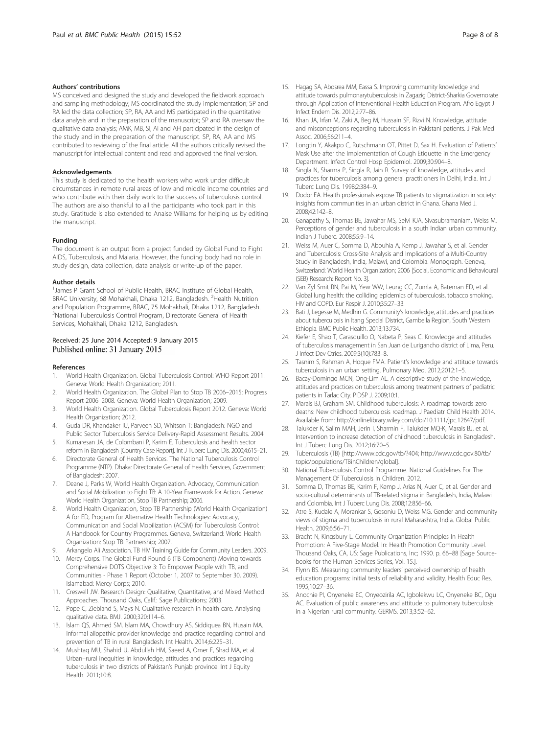#### Authors' contributions

MS conceived and designed the study and developed the fieldwork approach and sampling methodology; MS coordinated the study implementation; SP and RA led the data collection; SP, RA, AA and MS participated in the quantitative data analysis and in the preparation of the manuscript; SP and RA oversaw the qualitative data analysis; AMK, MB, SI, AI and AH participated in the design of the study and in the preparation of the manuscript. SP, RA, AA and MS contributed to reviewing of the final article. All the authors critically revised the manuscript for intellectual content and read and approved the final version.

#### Acknowledgements

This study is dedicated to the health workers who work under difficult circumstances in remote rural areas of low and middle income countries and who contribute with their daily work to the success of tuberculosis control. The authors are also thankful to all the participants who took part in this study. Gratitude is also extended to Anaise Williams for helping us by editing the manuscript.

#### Funding

The document is an output from a project funded by Global Fund to Fight AIDS, Tuberculosis, and Malaria. However, the funding body had no role in study design, data collection, data analysis or write-up of the paper.

#### Author details

[1]James P Grant School of Public Health, BRAC Institute of Global Health, BRAC University, 68 Mohakhali, Dhaka 1212, Bangladesh. [2]Health Nutrition and Population Programme, BRAC, 75 Mohakhali, Dhaka 1212, Bangladesh. [3]National Tuberculosis Control Program, Directorate General of Health Services, Mohakhali, Dhaka 1212, Bangladesh.

Received: 25 June 2014 Accepted: 9 January 2015
Published online: 31 January 2015

#### References

1. World Health Organization. Global Tuberculosis Control: WHO Report 2011. Geneva: World Health Organization; 2011.
2. World Health Organization. The Global Plan to Stop TB 2006–2015: Progress Report 2006–2008. Geneva: World Health Organization; 2009.
3. World Health Organization. Global Tuberculosis Report 2012. Geneva: World Health Organization; 2012.
4. Guda DR, Khandaker IU, Parveen SD, Whitson T: Bangladesh: NGO and Public Sector Tuberculosis Service Delivery-Rapid Assessment Results. 2004
5. Kumaresan JA, de Colombani P, Karim E. Tuberculosis and health sector reform in Bangladesh [Country Case Report]. Int J Tuberc Lung Dis. 2000;4:615–21.
6. Directorate General of Health Services. The National Tuberculosis Control Programme (NTP). Dhaka: Directorate General of Health Services, Government of Bangladesh; 2007.
7. Deane J, Parks W, World Health Organization. Advocacy, Communication and Social Mobilization to Fight TB: A 10-Year Framework for Action. Geneva: World Health Organization, Stop TB Partnership; 2006.
8. World Health Organization, Stop TB Partnership (World Health Organization) A for ED, Program for Alternative Health Technologies: Advocacy, Communication and Social Mobilization (ACSM) for Tuberculosis Control: A Handbook for Country Programmes. Geneva, Switzerland: World Health Organization: Stop TB Partnership; 2007.
9. Arkangelo Ali Association. TB HIV Training Guide for Community Leaders. 2009.
10. Mercy Corps. The Global Fund Round 6 (TB Component) Moving towards Comprehensive DOTS Objective 3: To Empower People with TB, and Communities - Phase 1 Report (October 1, 2007 to September 30, 2009). Islamabad: Mercy Corps; 2010.
11. Creswell JW. Research Design: Qualitative, Quantitative, and Mixed Method Approaches. Thousand Oaks, Calif.: Sage Publications; 2003.
12. Pope C, Ziebland S, Mays N. Qualitative research in health care. Analysing qualitative data. BMJ. 2000;320:114–6.
13. Islam QS, Ahmed SM, Islam MA, Chowdhury AS, Siddiquea BN, Husain MA. Informal allopathic provider knowledge and practice regarding control and prevention of TB in rural Bangladesh. Int Health. 2014;6:225–31.
14. Mushtaq MU, Shahid U, Abdullah HM, Saeed A, Omer F, Shad MA, et al. Urban–rural inequities in knowledge, attitudes and practices regarding tuberculosis in two districts of Pakistan's Punjab province. Int J Equity Health. 2011;10:8.
15. Hagag SA, Abosrea MM, Eassa S. Improving community knowledge and attitude towards pulmonarytuberculosis in Zagazig District-Sharkia Governorate through Application of Interventional Health Education Program. Afro Egypt J Infect Endem Dis. 2012;2:77–86.
16. Khan JA, Irfan M, Zaki A, Beg M, Hussain SF, Rizvi N. Knowledge, attitude and misconceptions regarding tuberculosis in Pakistani patients. J Pak Med Assoc. 2006;56:211–4.
17. Longtin Y, Akakpo C, Rutschmann OT, Pittet D, Sax H. Evaluation of Patients' Mask Use after the Implementation of Cough Etiquette in the Emergency Department. Infect Control Hosp Epidemiol. 2009;30:904–8.
18. Singla N, Sharma P, Singla R, Jain R. Survey of knowledge, attitudes and practices for tuberculosis among general practitioners in Delhi, India. Int J Tuberc Lung Dis. 1998;2:384–9.
19. Dodor EA. Health professionals expose TB patients to stigmatization in society: insights from communities in an urban district in Ghana. Ghana Med J. 2008;42:142–8.
20. Ganapathy S, Thomas BE, Jawahar MS, Selvi KJA, Sivasubramaniam, Weiss M. Perceptions of gender and tuberculosis in a south Indian urban community. Indian J Tuberc. 2008;55:9–14.
21. Weiss M, Auer C, Somma D, Abouhia A, Kemp J, Jawahar S, et al. Gender and Tuberculosis: Cross-Site Analysis and Implications of a Multi-Country Study in Bangladesh, India, Malawi, and Colombia. Monograph. Geneva, Switzerland: World Health Organization; 2006 [Social, Economic and Behavioural (SEB) Research: Report No. 3].
22. Van Zyl Smit RN, Pai M, Yew WW, Leung CC, Zumla A, Bateman ED, et al. Global lung health: the colliding epidemics of tuberculosis, tobacco smoking, HIV and COPD. Eur Respir J. 2010;35:27–33.
23. Bati J, Legesse M, Medhin G. Community's knowledge, attitudes and practices about tuberculosis in Itang Special District, Gambella Region, South Western Ethiopia. BMC Public Health. 2013;13:734.
24. Kiefer E, Shao T, Carasquillo O, Nabeta P, Seas C. Knowledge and attitudes of tuberculosis management in San Juan de Lurigancho district of Lima, Peru. J Infect Dev Ctries. 2009;3(10):783–8.
25. Tasnim S, Rahman A, Hoque FMA. Patient's knowledge and attitude towards tuberculosis in an urban setting. Pulmonary Med. 2012;2012:1–5.
26. Bacay-Domingo MCN, Ong-Lim AL. A descriptive study of the knowledge, attitudes and practices on tuberculosis among treatment partners of pediatric patients in Tarlac City. PIDSP J. 2009;10:1.
27. Marais BJ, Graham SM. Childhood tuberculosis: A roadmap towards zero deaths: New childhood tuberculosis roadmap. J Paediatr Child Health 2014. Available from: http://onlinelibrary.wiley.com/doi/10.1111/jpc.12647/pdf.
28. Talukder K, Salim MAH, Jerin I, Sharmin F, Talukder MQ-K, Marais BJ, et al. Intervention to increase detection of childhood tuberculosis in Bangladesh. Int J Tuberc Lung Dis. 2012;16:70–5.
29. Tuberculosis (TB) [http://www.cdc.gov/tb/?404; http://www.cdc.gov:80/tb/topic/populations/TBinChildren/global].
30. National Tuberculosis Control Programme. National Guidelines For The Management Of Tuberculosis In Children. 2012.
31. Somma D, Thomas BE, Karim F, Kemp J, Arias N, Auer C, et al. Gender and socio-cultural determinants of TB-related stigma in Bangladesh, India, Malawi and Colombia. Int J Tuberc Lung Dis. 2008;12:856–66.
32. Atre S, Kudale A, Morankar S, Gosoniu D, Weiss MG. Gender and community views of stigma and tuberculosis in rural Maharashtra, India. Global Public Health. 2009;6:56–71.
33. Bracht N, Kingsbury L. Community Organization Principles In Health Promotion: A Five-Stage Model. In: Health Promotion Community Level. Thousand Oaks, CA, US: Sage Publications, Inc; 1990. p. 66–88 [Sage Source-books for the Human Services Series, Vol. 15.].
34. Flynn BS. Measuring community leaders' perceived ownership of health education programs: initial tests of reliability and validity. Health Educ Res. 1995;10:27–36.
35. Anochie PI, Onyeneke EC, Onyeozirila AC, Igbolekwu LC, Onyeneke BC, Ogu AC. Evaluation of public awareness and attitude to pulmonary tuberculosis in a Nigerian rural community. GERMS. 2013;3:52–62.